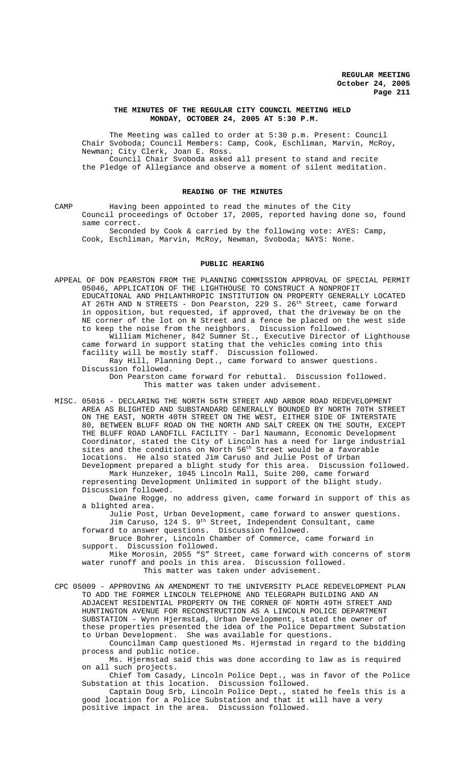# THE MINUTES OF THE REGULAR CITY COUNCIL MEETING HELD MONDAY, OCTOBER 24, 2005 AT 5:30 P.M.

The Meeting was called to order at 5:30 p.m. Present: Council Chair Svoboda; Council Members: Camp, Cook, Eschliman, Marvin, McRoy, Newman; City Clerk, Joan E. Ross.

Council Chair Svoboda asked all present to stand and recite the Pledge of Allegiance and observe a moment of silent meditation.

## READING OF THE MINUTES

CAMP Having been appointed to read the minutes of the City Council proceedings of October 17, 2005, reported having done so, found same correct.

Seconded by Cook & carried by the following vote: AYES: Camp, Cook, Eschliman, Marvin, McRoy, Newman, Svoboda; NAYS: None.

## PUBLIC HEARING

APPEAL OF DON PEARSTON FROM THE PLANNING COMMISSION APPROVAL OF SPECIAL PERMIT 05046, APPLICATION OF THE LIGHTHOUSE TO CONSTRUCT A NONPROFIT EDUCATIONAL AND PHILANTHROPIC INSTITUTION ON PROPERTY GENERALLY LOCATED AT 26TH AND N STREETS - Don Pearston, 229 S. 26th Street, came forward in opposition, but requested, if approved, that the driveway be on the NE corner of the lot on N Street and a fence be placed on the west side to keep the noise from the neighbors. Discussion followed.

William Michener, 842 Sumner St., Executive Director of Lighthouse came forward in support stating that the vehicles coming into this facility will be mostly staff. Discussion followed.

Ray Hill, Planning Dept., came forward to answer questions. Discussion followed.

Don Pearston came forward for rebuttal. Discussion followed.

This matter was taken under advisement.

MISC. 05016 - DECLARING THE NORTH 56TH STREET AND ARBOR ROAD REDEVELOPMENT AREA AS BLIGHTED AND SUBSTANDARD GENERALLY BOUNDED BY NORTH 70TH STREET ON THE EAST, NORTH 40TH STREET ON THE WEST, EITHER SIDE OF INTERSTATE 80, BETWEEN BLUFF ROAD ON THE NORTH AND SALT CREEK ON THE SOUTH, EXCEPT THE BLUFF ROAD LANDFILL FACILITY - Darl Naumann, Economic Development Coordinator, stated the City of Lincoln has a need for large industrial sites and the conditions on North 56th Street would be a favorable locations. He also stated Jim Caruso and Julie Post of Urban Development prepared a blight study for this area. Discussion followed.

Mark Hunzeker, 1045 Lincoln Mall, Suite 200, came forward representing Development Unlimited in support of the blight study. Discussion followed.

Dwaine Rogge, no address given, came forward in support of this as a blighted area.

Julie Post, Urban Development, came forward to answer questions.

Jim Caruso, 124 S. 9th Street, Independent Consultant, came forward to answer questions. Discussion followed.

Bruce Bohrer, Lincoln Chamber of Commerce, came forward in support. Discussion followed.

Mike Morosin, 2055 "S" Street, came forward with concerns of storm water runoff and pools in this area. Discussion followed.

This matter was taken under advisement.

CPC 05009 - APPROVING AN AMENDMENT TO THE UNIVERSITY PLACE REDEVELOPMENT PLAN TO ADD THE FORMER LINCOLN TELEPHONE AND TELEGRAPH BUILDING AND AN ADJACENT RESIDENTIAL PROPERTY ON THE CORNER OF NORTH 49TH STREET AND HUNTINGTON AVENUE FOR RECONSTRUCTION AS A LINCOLN POLICE DEPARTMENT SUBSTATION - Wynn Hjermstad, Urban Development, stated the owner of these properties presented the idea of the Police Department Substation to Urban Development. She was available for questions.

Councilman Camp questioned Ms. Hjermstad in regard to the bidding process and public notice.

Ms. Hjermstad said this was done according to law as is required on all such projects.

Chief Tom Casady, Lincoln Police Dept., was in favor of the Police Substation at this location. Discussion followed.

Captain Doug Srb, Lincoln Police Dept., stated he feels this is a good location for a Police Substation and that it will have a very positive impact in the area. Discussion followed.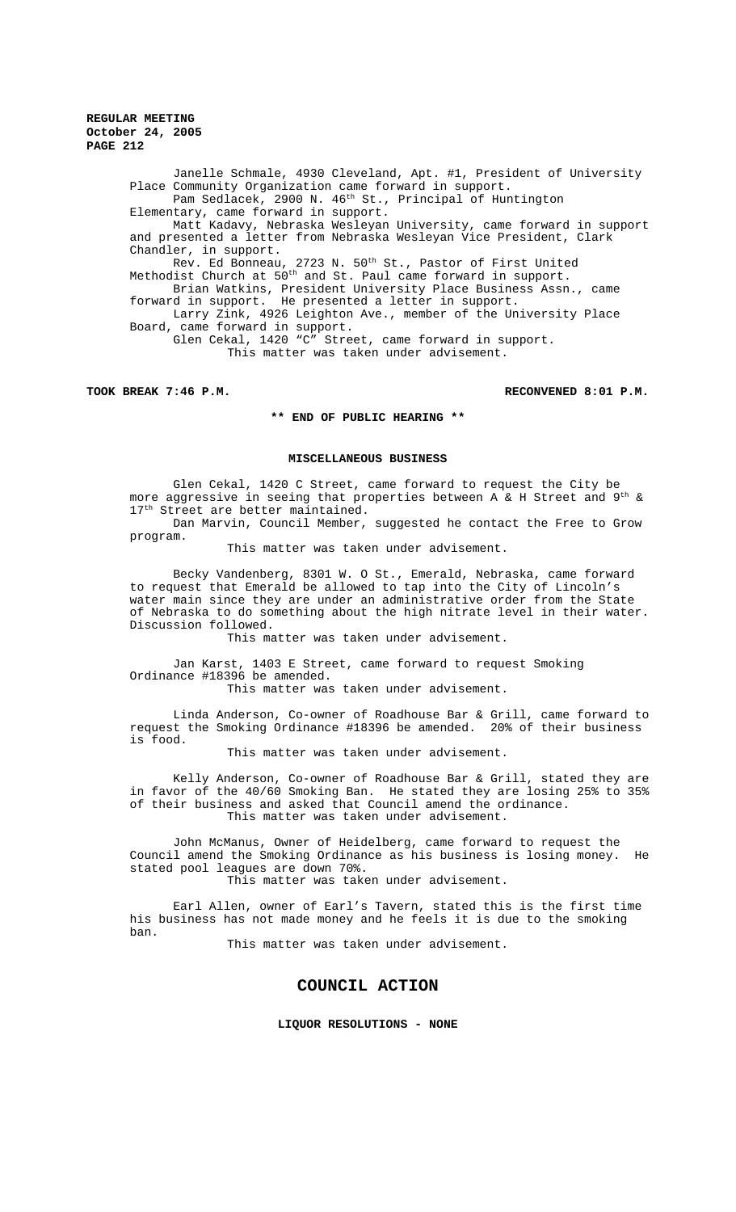Janelle Schmale, 4930 Cleveland, Apt. #1, President of University Place Community Organization came forward in support.

Pam Sedlacek, 2900 N. 46th St., Principal of Huntington Elementary, came forward in support.

Matt Kadavy, Nebraska Wesleyan University, came forward in support and presented a letter from Nebraska Wesleyan Vice President, Clark Chandler, in support.

Rev. Ed Bonneau, 2723 N. 50th St., Pastor of First United Methodist Church at 50th and St. Paul came forward in support.

Brian Watkins, President University Place Business Assn., came forward in support. He presented a letter in support.

Larry Zink, 4926 Leighton Ave., member of the University Place Board, came forward in support.

Glen Cekal, 1420 "C" Street, came forward in support.

This matter was taken under advisement.

**TOOK BREAK 7:46 P.M.** **RECONVENED 8:01 P.M.**

**\*\* END OF PUBLIC HEARING \*\***

## MISCELLANEOUS BUSINESS

Glen Cekal, 1420 C Street, came forward to request the City be more aggressive in seeing that properties between A & H Street and 9th & 17th Street are better maintained.

Dan Marvin, Council Member, suggested he contact the Free to Grow program.

This matter was taken under advisement.

Becky Vandenberg, 8301 W. O St., Emerald, Nebraska, came forward to request that Emerald be allowed to tap into the City of Lincoln's water main since they are under an administrative order from the State of Nebraska to do something about the high nitrate level in their water. Discussion followed.

This matter was taken under advisement.

Jan Karst, 1403 E Street, came forward to request Smoking Ordinance #18396 be amended.

This matter was taken under advisement.

Linda Anderson, Co-owner of Roadhouse Bar & Grill, came forward to request the Smoking Ordinance #18396 be amended. 20% of their business is food.

This matter was taken under advisement.

Kelly Anderson, Co-owner of Roadhouse Bar & Grill, stated they are in favor of the 40/60 Smoking Ban. He stated they are losing 25% to 35% of their business and asked that Council amend the ordinance.

This matter was taken under advisement.

John McManus, Owner of Heidelberg, came forward to request the Council amend the Smoking Ordinance as his business is losing money. He stated pool leagues are down 70%.

This matter was taken under advisement.

Earl Allen, owner of Earl's Tavern, stated this is the first time his business has not made money and he feels it is due to the smoking ban.

This matter was taken under advisement.

# COUNCIL ACTION

**LIQUOR RESOLUTIONS - NONE**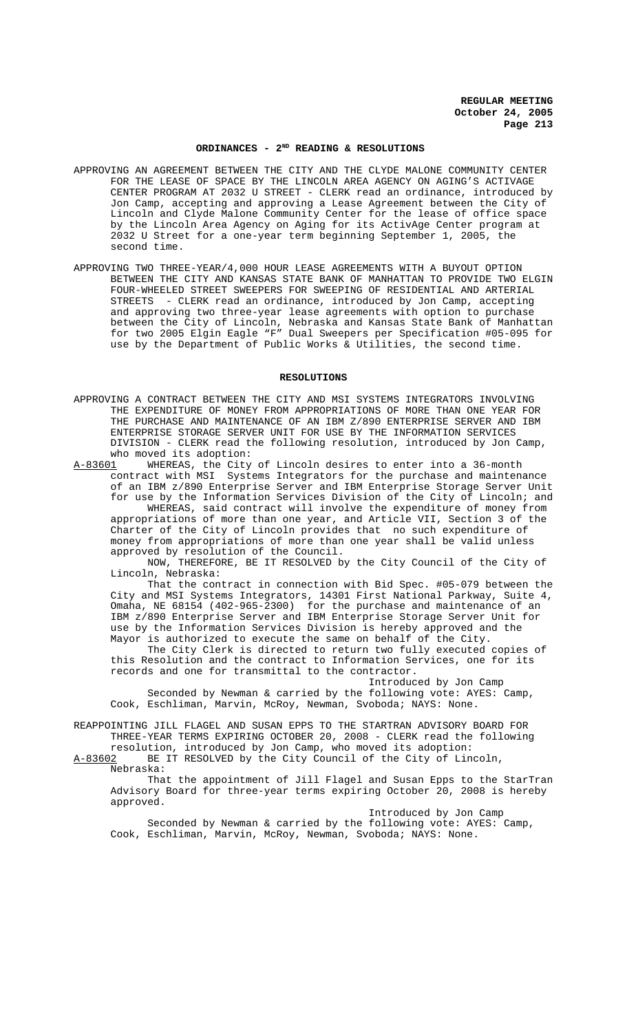## ORDINANCES - 2ND READING & RESOLUTIONS

APPROVING AN AGREEMENT BETWEEN THE CITY AND THE CLYDE MALONE COMMUNITY CENTER FOR THE LEASE OF SPACE BY THE LINCOLN AREA AGENCY ON AGING'S ACTIVAGE CENTER PROGRAM AT 2032 U STREET - CLERK read an ordinance, introduced by Jon Camp, accepting and approving a Lease Agreement between the City of Lincoln and Clyde Malone Community Center for the lease of office space by the Lincoln Area Agency on Aging for its ActivAge Center program at 2032 U Street for a one-year term beginning September 1, 2005, the second time.

APPROVING TWO THREE-YEAR/4,000 HOUR LEASE AGREEMENTS WITH A BUYOUT OPTION BETWEEN THE CITY AND KANSAS STATE BANK OF MANHATTAN TO PROVIDE TWO ELGIN FOUR-WHEELED STREET SWEEPERS FOR SWEEPING OF RESIDENTIAL AND ARTERIAL STREETS - CLERK read an ordinance, introduced by Jon Camp, accepting and approving two three-year lease agreements with option to purchase between the City of Lincoln, Nebraska and Kansas State Bank of Manhattan for two 2005 Elgin Eagle "F" Dual Sweepers per Specification #05-095 for use by the Department of Public Works & Utilities, the second time.

## RESOLUTIONS

APPROVING A CONTRACT BETWEEN THE CITY AND MSI SYSTEMS INTEGRATORS INVOLVING THE EXPENDITURE OF MONEY FROM APPROPRIATIONS OF MORE THAN ONE YEAR FOR THE PURCHASE AND MAINTENANCE OF AN IBM Z/890 ENTERPRISE SERVER AND IBM ENTERPRISE STORAGE SERVER UNIT FOR USE BY THE INFORMATION SERVICES DIVISION - CLERK read the following resolution, introduced by Jon Camp, who moved its adoption:

A-83601 WHEREAS, the City of Lincoln desires to enter into a 36-month contract with MSI Systems Integrators for the purchase and maintenance of an IBM z/890 Enterprise Server and IBM Enterprise Storage Server Unit for use by the Information Services Division of the City of Lincoln; and

WHEREAS, said contract will involve the expenditure of money from appropriations of more than one year, and Article VII, Section 3 of the Charter of the City of Lincoln provides that no such expenditure of money from appropriations of more than one year shall be valid unless approved by resolution of the Council.

NOW, THEREFORE, BE IT RESOLVED by the City Council of the City of Lincoln, Nebraska:

That the contract in connection with Bid Spec. #05-079 between the City and MSI Systems Integrators, 14301 First National Parkway, Suite 4, Omaha, NE 68154 (402-965-2300) for the purchase and maintenance of an IBM z/890 Enterprise Server and IBM Enterprise Storage Server Unit for use by the Information Services Division is hereby approved and the Mayor is authorized to execute the same on behalf of the City.

The City Clerk is directed to return two fully executed copies of this Resolution and the contract to Information Services, one for its records and one for transmittal to the contractor.

Introduced by Jon Camp

Seconded by Newman & carried by the following vote: AYES: Camp, Cook, Eschliman, Marvin, McRoy, Newman, Svoboda; NAYS: None.

REAPPOINTING JILL FLAGEL AND SUSAN EPPS TO THE STARTRAN ADVISORY BOARD FOR THREE-YEAR TERMS EXPIRING OCTOBER 20, 2008 - CLERK read the following resolution, introduced by Jon Camp, who moved its adoption:

A-83602 BE IT RESOLVED by the City Council of the City of Lincoln, Nebraska:

That the appointment of Jill Flagel and Susan Epps to the StarTran Advisory Board for three-year terms expiring October 20, 2008 is hereby approved.

Introduced by Jon Camp

Seconded by Newman & carried by the following vote: AYES: Camp, Cook, Eschliman, Marvin, McRoy, Newman, Svoboda; NAYS: None.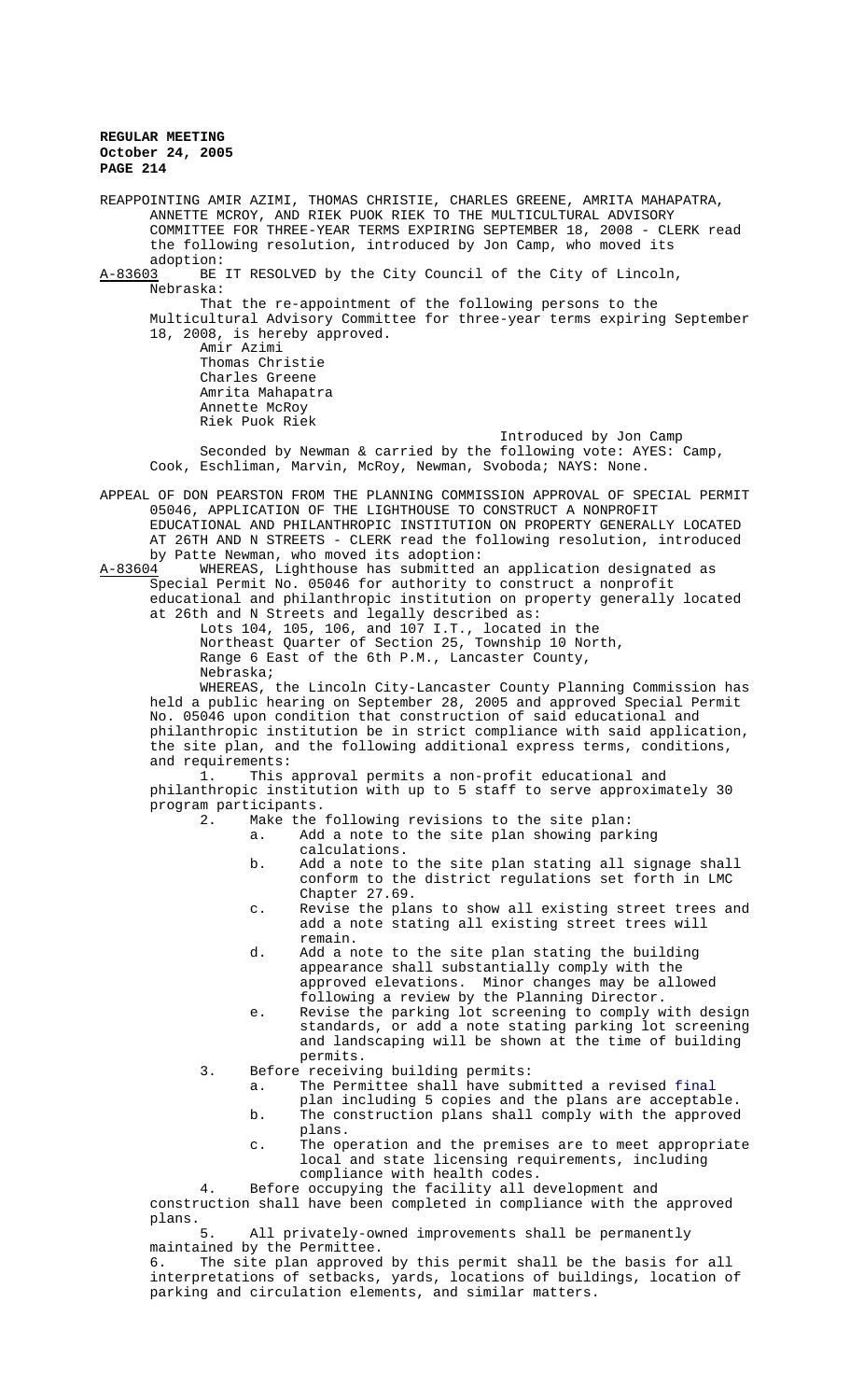REAPPOINTING AMIR AZIMI, THOMAS CHRISTIE, CHARLES GREENE, AMRITA MAHAPATRA, ANNETTE MCROY, AND RIEK PUOK RIEK TO THE MULTICULTURAL ADVISORY COMMITTEE FOR THREE-YEAR TERMS EXPIRING SEPTEMBER 18, 2008 - CLERK read the following resolution, introduced by Jon Camp, who moved its adoption:

A-83603 BE IT RESOLVED by the City Council of the City of Lincoln, Nebraska:

That the re-appointment of the following persons to the Multicultural Advisory Committee for three-year terms expiring September 18, 2008, is hereby approved.

Amir Azimi
Thomas Christie
Charles Greene
Amrita Mahapatra
Annette McRoy
Riek Puok Riek

Introduced by Jon Camp

Seconded by Newman & carried by the following vote: AYES: Camp, Cook, Eschliman, Marvin, McRoy, Newman, Svoboda; NAYS: None.

APPEAL OF DON PEARSTON FROM THE PLANNING COMMISSION APPROVAL OF SPECIAL PERMIT 05046, APPLICATION OF THE LIGHTHOUSE TO CONSTRUCT A NONPROFIT EDUCATIONAL AND PHILANTHROPIC INSTITUTION ON PROPERTY GENERALLY LOCATED AT 26TH AND N STREETS - CLERK read the following resolution, introduced by Patte Newman, who moved its adoption:

A-83604 WHEREAS, Lighthouse has submitted an application designated as Special Permit No. 05046 for authority to construct a nonprofit educational and philanthropic institution on property generally located at 26th and N Streets and legally described as:

Lots 104, 105, 106, and 107 I.T., located in the Northeast Quarter of Section 25, Township 10 North, Range 6 East of the 6th P.M., Lancaster County, Nebraska;

WHEREAS, the Lincoln City-Lancaster County Planning Commission has held a public hearing on September 28, 2005 and approved Special Permit No. 05046 upon condition that construction of said educational and philanthropic institution be in strict compliance with said application, the site plan, and the following additional express terms, conditions, and requirements:

1. This approval permits a non-profit educational and philanthropic institution with up to 5 staff to serve approximately 30 program participants.
2. Make the following revisions to the site plan:
   a. Add a note to the site plan showing parking calculations.
   b. Add a note to the site plan stating all signage shall conform to the district regulations set forth in LMC Chapter 27.69.
   c. Revise the plans to show all existing street trees and add a note stating all existing street trees will remain.
   d. Add a note to the site plan stating the building appearance shall substantially comply with the approved elevations. Minor changes may be allowed following a review by the Planning Director.
   e. Revise the parking lot screening to comply with design standards, or add a note stating parking lot screening and landscaping will be shown at the time of building permits.
3. Before receiving building permits:
   a. The Permittee shall have submitted a revised final plan including 5 copies and the plans are acceptable.
   b. The construction plans shall comply with the approved plans.
   c. The operation and the premises are to meet appropriate local and state licensing requirements, including compliance with health codes.
4. Before occupying the facility all development and construction shall have been completed in compliance with the approved plans.
5. All privately-owned improvements shall be permanently maintained by the Permittee.
6. The site plan approved by this permit shall be the basis for all interpretations of setbacks, yards, locations of buildings, location of parking and circulation elements, and similar matters.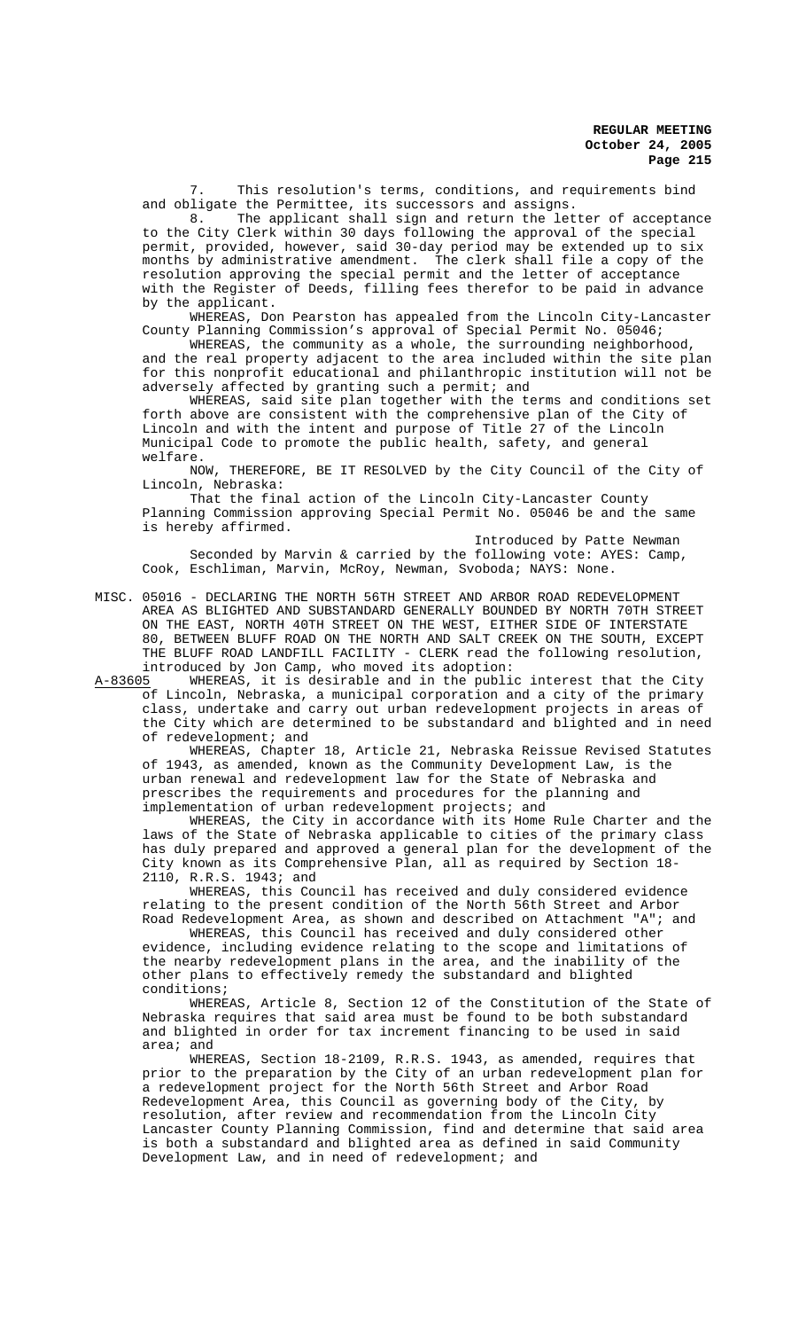7. This resolution's terms, conditions, and requirements bind and obligate the Permittee, its successors and assigns.

8. The applicant shall sign and return the letter of acceptance to the City Clerk within 30 days following the approval of the special permit, provided, however, said 30-day period may be extended up to six months by administrative amendment. The clerk shall file a copy of the resolution approving the special permit and the letter of acceptance with the Register of Deeds, filling fees therefor to be paid in advance by the applicant.

WHEREAS, Don Pearston has appealed from the Lincoln City-Lancaster County Planning Commission's approval of Special Permit No. 05046;

WHEREAS, the community as a whole, the surrounding neighborhood, and the real property adjacent to the area included within the site plan for this nonprofit educational and philanthropic institution will not be adversely affected by granting such a permit; and

WHEREAS, said site plan together with the terms and conditions set forth above are consistent with the comprehensive plan of the City of Lincoln and with the intent and purpose of Title 27 of the Lincoln Municipal Code to promote the public health, safety, and general welfare.

NOW, THEREFORE, BE IT RESOLVED by the City Council of the City of Lincoln, Nebraska:

That the final action of the Lincoln City-Lancaster County Planning Commission approving Special Permit No. 05046 be and the same is hereby affirmed.

Introduced by Patte Newman

Seconded by Marvin & carried by the following vote: AYES: Camp, Cook, Eschliman, Marvin, McRoy, Newman, Svoboda; NAYS: None.

MISC. 05016 - DECLARING THE NORTH 56TH STREET AND ARBOR ROAD REDEVELOPMENT AREA AS BLIGHTED AND SUBSTANDARD GENERALLY BOUNDED BY NORTH 70TH STREET ON THE EAST, NORTH 40TH STREET ON THE WEST, EITHER SIDE OF INTERSTATE 80, BETWEEN BLUFF ROAD ON THE NORTH AND SALT CREEK ON THE SOUTH, EXCEPT THE BLUFF ROAD LANDFILL FACILITY - CLERK read the following resolution, introduced by Jon Camp, who moved its adoption:

A-83605 WHEREAS, it is desirable and in the public interest that the City of Lincoln, Nebraska, a municipal corporation and a city of the primary class, undertake and carry out urban redevelopment projects in areas of the City which are determined to be substandard and blighted and in need of redevelopment; and

WHEREAS, Chapter 18, Article 21, Nebraska Reissue Revised Statutes of 1943, as amended, known as the Community Development Law, is the urban renewal and redevelopment law for the State of Nebraska and prescribes the requirements and procedures for the planning and implementation of urban redevelopment projects; and

WHEREAS, the City in accordance with its Home Rule Charter and the laws of the State of Nebraska applicable to cities of the primary class has duly prepared and approved a general plan for the development of the City known as its Comprehensive Plan, all as required by Section 18-2110, R.R.S. 1943; and

WHEREAS, this Council has received and duly considered evidence relating to the present condition of the North 56th Street and Arbor Road Redevelopment Area, as shown and described on Attachment "A"; and

WHEREAS, this Council has received and duly considered other evidence, including evidence relating to the scope and limitations of the nearby redevelopment plans in the area, and the inability of the other plans to effectively remedy the substandard and blighted conditions;

WHEREAS, Article 8, Section 12 of the Constitution of the State of Nebraska requires that said area must be found to be both substandard and blighted in order for tax increment financing to be used in said area; and

WHEREAS, Section 18-2109, R.R.S. 1943, as amended, requires that prior to the preparation by the City of an urban redevelopment plan for a redevelopment project for the North 56th Street and Arbor Road Redevelopment Area, this Council as governing body of the City, by resolution, after review and recommendation from the Lincoln City Lancaster County Planning Commission, find and determine that said area is both a substandard and blighted area as defined in said Community Development Law, and in need of redevelopment; and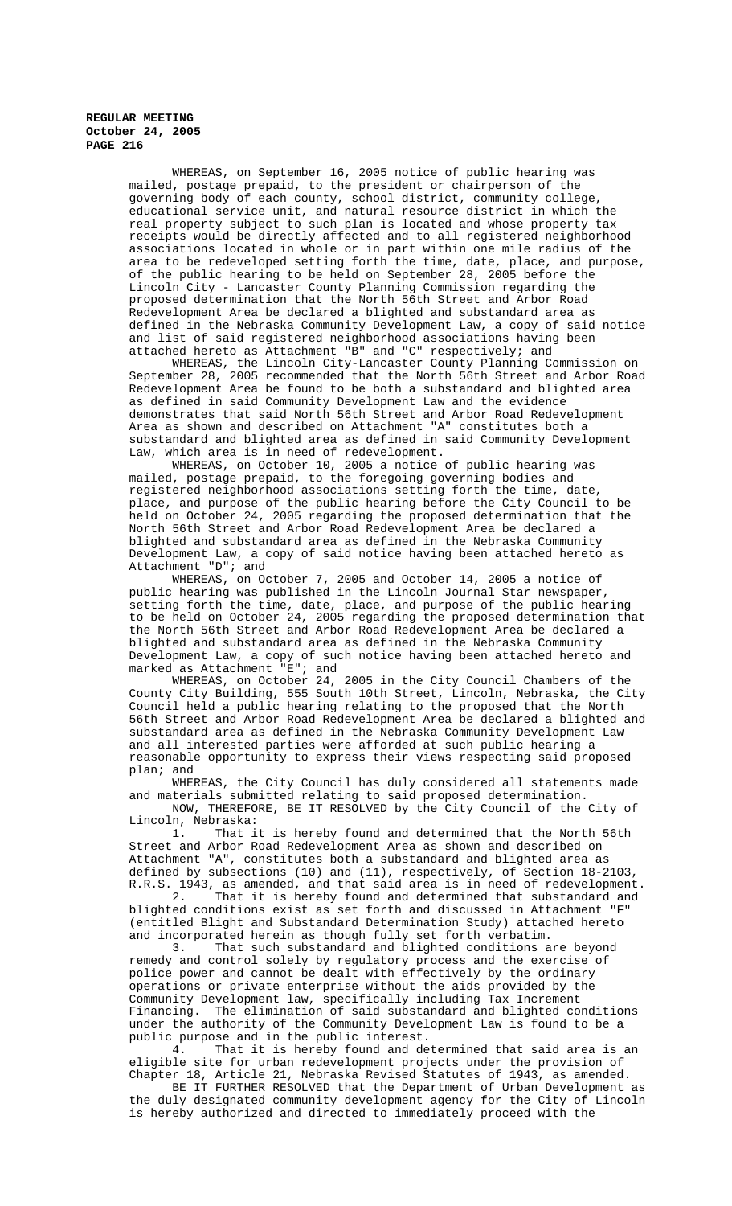WHEREAS, on September 16, 2005 notice of public hearing was mailed, postage prepaid, to the president or chairperson of the governing body of each county, school district, community college, educational service unit, and natural resource district in which the real property subject to such plan is located and whose property tax receipts would be directly affected and to all registered neighborhood associations located in whole or in part within one mile radius of the area to be redeveloped setting forth the time, date, place, and purpose, of the public hearing to be held on September 28, 2005 before the Lincoln City - Lancaster County Planning Commission regarding the proposed determination that the North 56th Street and Arbor Road Redevelopment Area be declared a blighted and substandard area as defined in the Nebraska Community Development Law, a copy of said notice and list of said registered neighborhood associations having been attached hereto as Attachment "B" and "C" respectively; and

WHEREAS, the Lincoln City-Lancaster County Planning Commission on September 28, 2005 recommended that the North 56th Street and Arbor Road Redevelopment Area be found to be both a substandard and blighted area as defined in said Community Development Law and the evidence demonstrates that said North 56th Street and Arbor Road Redevelopment Area as shown and described on Attachment "A" constitutes both a substandard and blighted area as defined in said Community Development Law, which area is in need of redevelopment.

WHEREAS, on October 10, 2005 a notice of public hearing was mailed, postage prepaid, to the foregoing governing bodies and registered neighborhood associations setting forth the time, date, place, and purpose of the public hearing before the City Council to be held on October 24, 2005 regarding the proposed determination that the North 56th Street and Arbor Road Redevelopment Area be declared a blighted and substandard area as defined in the Nebraska Community Development Law, a copy of said notice having been attached hereto as Attachment "D"; and

WHEREAS, on October 7, 2005 and October 14, 2005 a notice of public hearing was published in the Lincoln Journal Star newspaper, setting forth the time, date, place, and purpose of the public hearing to be held on October 24, 2005 regarding the proposed determination that the North 56th Street and Arbor Road Redevelopment Area be declared a blighted and substandard area as defined in the Nebraska Community Development Law, a copy of such notice having been attached hereto and marked as Attachment "E"; and

WHEREAS, on October 24, 2005 in the City Council Chambers of the County City Building, 555 South 10th Street, Lincoln, Nebraska, the City Council held a public hearing relating to the proposed that the North 56th Street and Arbor Road Redevelopment Area be declared a blighted and substandard area as defined in the Nebraska Community Development Law and all interested parties were afforded at such public hearing a reasonable opportunity to express their views respecting said proposed plan; and

WHEREAS, the City Council has duly considered all statements made and materials submitted relating to said proposed determination.

NOW, THEREFORE, BE IT RESOLVED by the City Council of the City of Lincoln, Nebraska:

1. That it is hereby found and determined that the North 56th Street and Arbor Road Redevelopment Area as shown and described on Attachment "A", constitutes both a substandard and blighted area as defined by subsections (10) and (11), respectively, of Section 18-2103, R.R.S. 1943, as amended, and that said area is in need of redevelopment.

2. That it is hereby found and determined that substandard and blighted conditions exist as set forth and discussed in Attachment "F" (entitled Blight and Substandard Determination Study) attached hereto and incorporated herein as though fully set forth verbatim.

3. That such substandard and blighted conditions are beyond remedy and control solely by regulatory process and the exercise of police power and cannot be dealt with effectively by the ordinary operations or private enterprise without the aids provided by the Community Development law, specifically including Tax Increment Financing. The elimination of said substandard and blighted conditions under the authority of the Community Development Law is found to be a public purpose and in the public interest.

4. That it is hereby found and determined that said area is an eligible site for urban redevelopment projects under the provision of Chapter 18, Article 21, Nebraska Revised Statutes of 1943, as amended.

BE IT FURTHER RESOLVED that the Department of Urban Development as the duly designated community development agency for the City of Lincoln is hereby authorized and directed to immediately proceed with the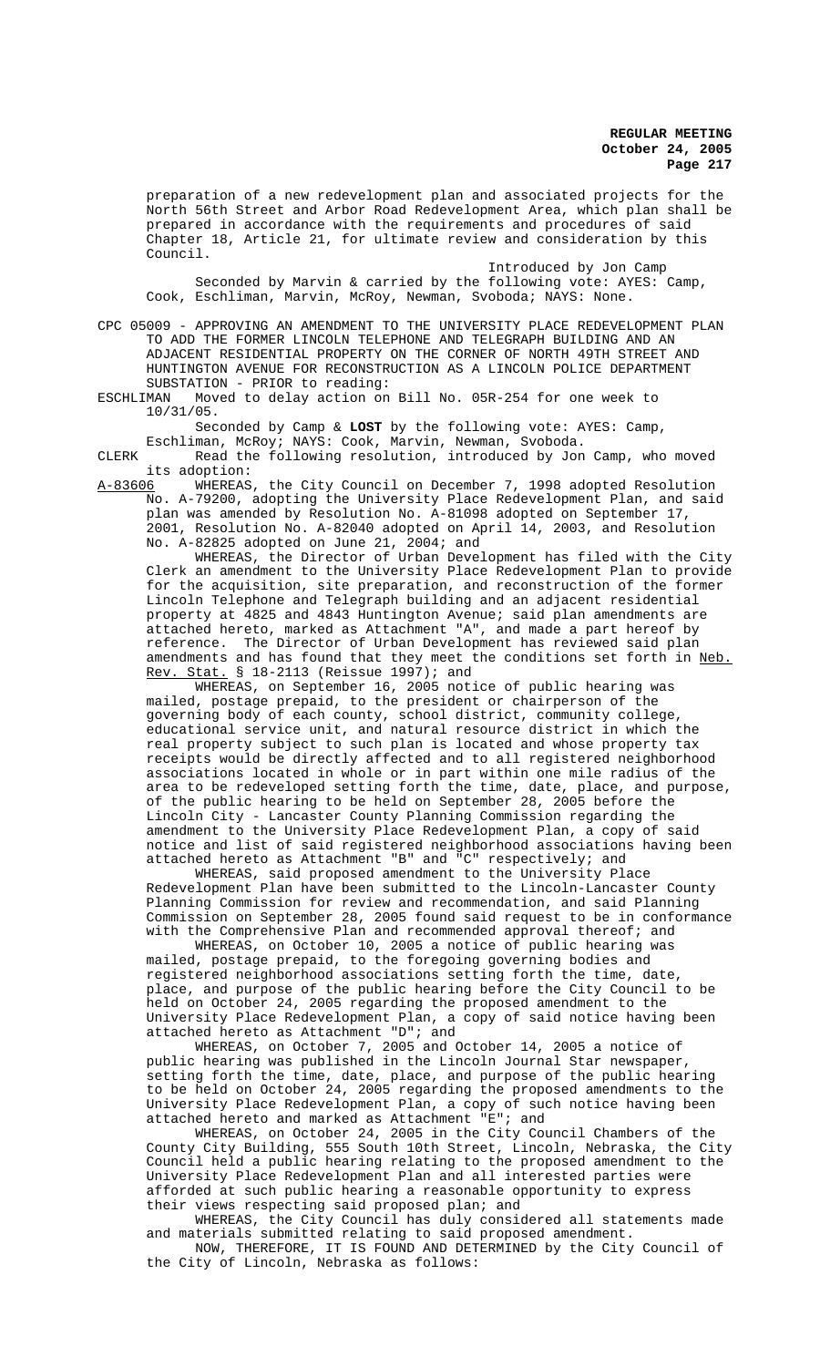preparation of a new redevelopment plan and associated projects for the North 56th Street and Arbor Road Redevelopment Area, which plan shall be prepared in accordance with the requirements and procedures of said Chapter 18, Article 21, for ultimate review and consideration by this Council.

Introduced by Jon Camp

Seconded by Marvin & carried by the following vote: AYES: Camp, Cook, Eschliman, Marvin, McRoy, Newman, Svoboda; NAYS: None.

CPC 05009 - APPROVING AN AMENDMENT TO THE UNIVERSITY PLACE REDEVELOPMENT PLAN TO ADD THE FORMER LINCOLN TELEPHONE AND TELEGRAPH BUILDING AND AN ADJACENT RESIDENTIAL PROPERTY ON THE CORNER OF NORTH 49TH STREET AND HUNTINGTON AVENUE FOR RECONSTRUCTION AS A LINCOLN POLICE DEPARTMENT SUBSTATION - PRIOR to reading:

ESCHLIMAN Moved to delay action on Bill No. 05R-254 for one week to 10/31/05.

Seconded by Camp & **LOST** by the following vote: AYES: Camp, Eschliman, McRoy; NAYS: Cook, Marvin, Newman, Svoboda.

CLERK Read the following resolution, introduced by Jon Camp, who moved its adoption:

A-83606 WHEREAS, the City Council on December 7, 1998 adopted Resolution No. A-79200, adopting the University Place Redevelopment Plan, and said plan was amended by Resolution No. A-81098 adopted on September 17, 2001, Resolution No. A-82040 adopted on April 14, 2003, and Resolution No. A-82825 adopted on June 21, 2004; and

WHEREAS, the Director of Urban Development has filed with the City Clerk an amendment to the University Place Redevelopment Plan to provide for the acquisition, site preparation, and reconstruction of the former Lincoln Telephone and Telegraph building and an adjacent residential property at 4825 and 4843 Huntington Avenue; said plan amendments are attached hereto, marked as Attachment "A", and made a part hereof by reference. The Director of Urban Development has reviewed said plan amendments and has found that they meet the conditions set forth in Neb. Rev. Stat. § 18-2113 (Reissue 1997); and

WHEREAS, on September 16, 2005 notice of public hearing was mailed, postage prepaid, to the president or chairperson of the governing body of each county, school district, community college, educational service unit, and natural resource district in which the real property subject to such plan is located and whose property tax receipts would be directly affected and to all registered neighborhood associations located in whole or in part within one mile radius of the area to be redeveloped setting forth the time, date, place, and purpose, of the public hearing to be held on September 28, 2005 before the Lincoln City - Lancaster County Planning Commission regarding the amendment to the University Place Redevelopment Plan, a copy of said notice and list of said registered neighborhood associations having been attached hereto as Attachment "B" and "C" respectively; and

WHEREAS, said proposed amendment to the University Place Redevelopment Plan have been submitted to the Lincoln-Lancaster County Planning Commission for review and recommendation, and said Planning Commission on September 28, 2005 found said request to be in conformance with the Comprehensive Plan and recommended approval thereof; and

WHEREAS, on October 10, 2005 a notice of public hearing was mailed, postage prepaid, to the foregoing governing bodies and registered neighborhood associations setting forth the time, date, place, and purpose of the public hearing before the City Council to be held on October 24, 2005 regarding the proposed amendment to the University Place Redevelopment Plan, a copy of said notice having been attached hereto as Attachment "D"; and

WHEREAS, on October 7, 2005 and October 14, 2005 a notice of public hearing was published in the Lincoln Journal Star newspaper, setting forth the time, date, place, and purpose of the public hearing to be held on October 24, 2005 regarding the proposed amendments to the University Place Redevelopment Plan, a copy of such notice having been attached hereto and marked as Attachment "E"; and

WHEREAS, on October 24, 2005 in the City Council Chambers of the County City Building, 555 South 10th Street, Lincoln, Nebraska, the City Council held a public hearing relating to the proposed amendment to the University Place Redevelopment Plan and all interested parties were afforded at such public hearing a reasonable opportunity to express their views respecting said proposed plan; and

WHEREAS, the City Council has duly considered all statements made and materials submitted relating to said proposed amendment.

NOW, THEREFORE, IT IS FOUND AND DETERMINED by the City Council of the City of Lincoln, Nebraska as follows: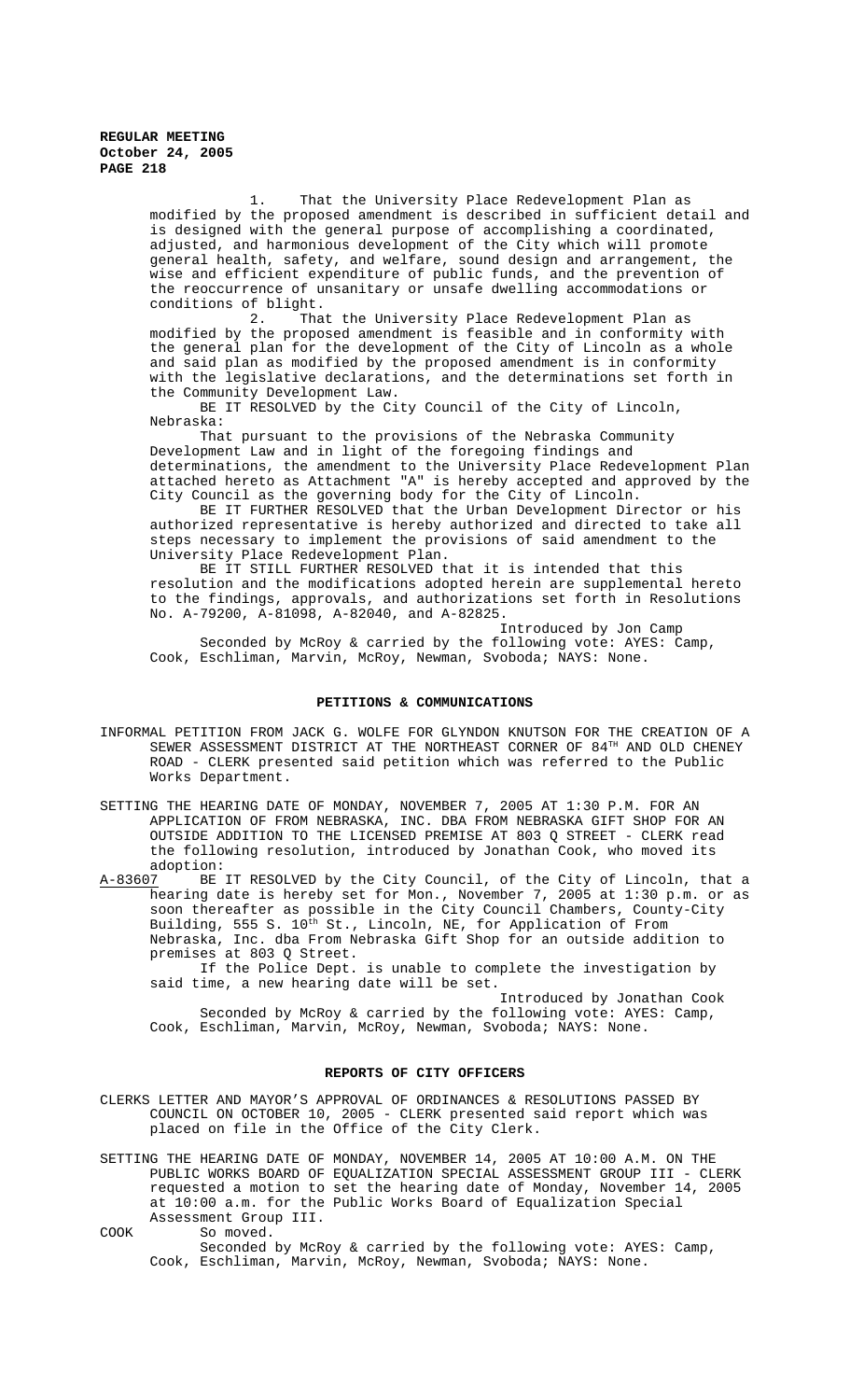1. That the University Place Redevelopment Plan as modified by the proposed amendment is described in sufficient detail and is designed with the general purpose of accomplishing a coordinated, adjusted, and harmonious development of the City which will promote general health, safety, and welfare, sound design and arrangement, the wise and efficient expenditure of public funds, and the prevention of the reoccurrence of unsanitary or unsafe dwelling accommodations or conditions of blight.

2. That the University Place Redevelopment Plan as modified by the proposed amendment is feasible and in conformity with the general plan for the development of the City of Lincoln as a whole and said plan as modified by the proposed amendment is in conformity with the legislative declarations, and the determinations set forth in the Community Development Law.

BE IT RESOLVED by the City Council of the City of Lincoln, Nebraska:

That pursuant to the provisions of the Nebraska Community Development Law and in light of the foregoing findings and determinations, the amendment to the University Place Redevelopment Plan attached hereto as Attachment "A" is hereby accepted and approved by the City Council as the governing body for the City of Lincoln.

BE IT FURTHER RESOLVED that the Urban Development Director or his authorized representative is hereby authorized and directed to take all steps necessary to implement the provisions of said amendment to the University Place Redevelopment Plan.

BE IT STILL FURTHER RESOLVED that it is intended that this resolution and the modifications adopted herein are supplemental hereto to the findings, approvals, and authorizations set forth in Resolutions No. A-79200, A-81098, A-82040, and A-82825.

Introduced by Jon Camp

Seconded by McRoy & carried by the following vote: AYES: Camp, Cook, Eschliman, Marvin, McRoy, Newman, Svoboda; NAYS: None.

## PETITIONS & COMMUNICATIONS

INFORMAL PETITION FROM JACK G. WOLFE FOR GLYNDON KNUTSON FOR THE CREATION OF A SEWER ASSESSMENT DISTRICT AT THE NORTHEAST CORNER OF 84TH AND OLD CHENEY ROAD - CLERK presented said petition which was referred to the Public Works Department.

SETTING THE HEARING DATE OF MONDAY, NOVEMBER 7, 2005 AT 1:30 P.M. FOR AN APPLICATION OF FROM NEBRASKA, INC. DBA FROM NEBRASKA GIFT SHOP FOR AN OUTSIDE ADDITION TO THE LICENSED PREMISE AT 803 Q STREET - CLERK read the following resolution, introduced by Jonathan Cook, who moved its adoption:

A-83607 BE IT RESOLVED by the City Council, of the City of Lincoln, that a hearing date is hereby set for Mon., November 7, 2005 at 1:30 p.m. or as soon thereafter as possible in the City Council Chambers, County-City Building, 555 S. 10th St., Lincoln, NE, for Application of From Nebraska, Inc. dba From Nebraska Gift Shop for an outside addition to premises at 803 Q Street.

If the Police Dept. is unable to complete the investigation by said time, a new hearing date will be set.

Introduced by Jonathan Cook

Seconded by McRoy & carried by the following vote: AYES: Camp, Cook, Eschliman, Marvin, McRoy, Newman, Svoboda; NAYS: None.

## REPORTS OF CITY OFFICERS

CLERKS LETTER AND MAYOR'S APPROVAL OF ORDINANCES & RESOLUTIONS PASSED BY COUNCIL ON OCTOBER 10, 2005 - CLERK presented said report which was placed on file in the Office of the City Clerk.

SETTING THE HEARING DATE OF MONDAY, NOVEMBER 14, 2005 AT 10:00 A.M. ON THE PUBLIC WORKS BOARD OF EQUALIZATION SPECIAL ASSESSMENT GROUP III - CLERK requested a motion to set the hearing date of Monday, November 14, 2005 at 10:00 a.m. for the Public Works Board of Equalization Special Assessment Group III.

COOK So moved.

Seconded by McRoy & carried by the following vote: AYES: Camp, Cook, Eschliman, Marvin, McRoy, Newman, Svoboda; NAYS: None.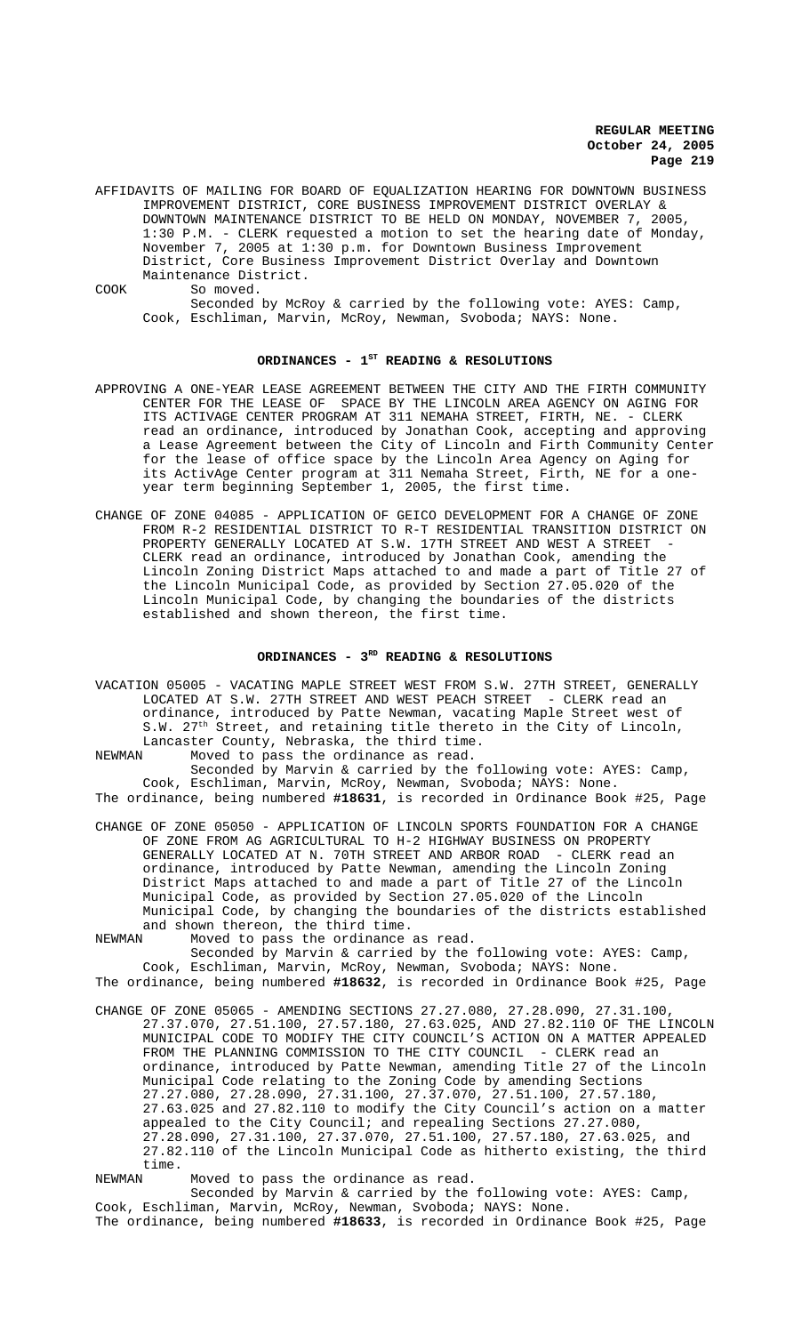AFFIDAVITS OF MAILING FOR BOARD OF EQUALIZATION HEARING FOR DOWNTOWN BUSINESS IMPROVEMENT DISTRICT, CORE BUSINESS IMPROVEMENT DISTRICT OVERLAY & DOWNTOWN MAINTENANCE DISTRICT TO BE HELD ON MONDAY, NOVEMBER 7, 2005, 1:30 P.M. - CLERK requested a motion to set the hearing date of Monday, November 7, 2005 at 1:30 p.m. for Downtown Business Improvement District, Core Business Improvement District Overlay and Downtown Maintenance District.

COOK So moved.

Seconded by McRoy & carried by the following vote: AYES: Camp, Cook, Eschliman, Marvin, McRoy, Newman, Svoboda; NAYS: None.

## ORDINANCES - 1ST READING & RESOLUTIONS

APPROVING A ONE-YEAR LEASE AGREEMENT BETWEEN THE CITY AND THE FIRTH COMMUNITY CENTER FOR THE LEASE OF SPACE BY THE LINCOLN AREA AGENCY ON AGING FOR ITS ACTIVAGE CENTER PROGRAM AT 311 NEMAHA STREET, FIRTH, NE. - CLERK read an ordinance, introduced by Jonathan Cook, accepting and approving a Lease Agreement between the City of Lincoln and Firth Community Center for the lease of office space by the Lincoln Area Agency on Aging for its ActivAge Center program at 311 Nemaha Street, Firth, NE for a one-year term beginning September 1, 2005, the first time.

CHANGE OF ZONE 04085 - APPLICATION OF GEICO DEVELOPMENT FOR A CHANGE OF ZONE FROM R-2 RESIDENTIAL DISTRICT TO R-T RESIDENTIAL TRANSITION DISTRICT ON PROPERTY GENERALLY LOCATED AT S.W. 17TH STREET AND WEST A STREET - CLERK read an ordinance, introduced by Jonathan Cook, amending the Lincoln Zoning District Maps attached to and made a part of Title 27 of the Lincoln Municipal Code, as provided by Section 27.05.020 of the Lincoln Municipal Code, by changing the boundaries of the districts established and shown thereon, the first time.

## ORDINANCES - 3RD READING & RESOLUTIONS

VACATION 05005 - VACATING MAPLE STREET WEST FROM S.W. 27TH STREET, GENERALLY LOCATED AT S.W. 27TH STREET AND WEST PEACH STREET - CLERK read an ordinance, introduced by Patte Newman, vacating Maple Street west of S.W. 27th Street, and retaining title thereto in the City of Lincoln, Lancaster County, Nebraska, the third time.

NEWMAN Moved to pass the ordinance as read.

Seconded by Marvin & carried by the following vote: AYES: Camp, Cook, Eschliman, Marvin, McRoy, Newman, Svoboda; NAYS: None.

The ordinance, being numbered **#18631**, is recorded in Ordinance Book #25, Page

CHANGE OF ZONE 05050 - APPLICATION OF LINCOLN SPORTS FOUNDATION FOR A CHANGE OF ZONE FROM AG AGRICULTURAL TO H-2 HIGHWAY BUSINESS ON PROPERTY GENERALLY LOCATED AT N. 70TH STREET AND ARBOR ROAD - CLERK read an ordinance, introduced by Patte Newman, amending the Lincoln Zoning District Maps attached to and made a part of Title 27 of the Lincoln Municipal Code, as provided by Section 27.05.020 of the Lincoln Municipal Code, by changing the boundaries of the districts established and shown thereon, the third time.

NEWMAN Moved to pass the ordinance as read.

Seconded by Marvin & carried by the following vote: AYES: Camp, Cook, Eschliman, Marvin, McRoy, Newman, Svoboda; NAYS: None.

The ordinance, being numbered **#18632**, is recorded in Ordinance Book #25, Page

CHANGE OF ZONE 05065 - AMENDING SECTIONS 27.27.080, 27.28.090, 27.31.100, 27.37.070, 27.51.100, 27.57.180, 27.63.025, AND 27.82.110 OF THE LINCOLN MUNICIPAL CODE TO MODIFY THE CITY COUNCIL'S ACTION ON A MATTER APPEALED FROM THE PLANNING COMMISSION TO THE CITY COUNCIL - CLERK read an ordinance, introduced by Patte Newman, amending Title 27 of the Lincoln Municipal Code relating to the Zoning Code by amending Sections 27.27.080, 27.28.090, 27.31.100, 27.37.070, 27.51.100, 27.57.180, 27.63.025 and 27.82.110 to modify the City Council's action on a matter appealed to the City Council; and repealing Sections 27.27.080, 27.28.090, 27.31.100, 27.37.070, 27.51.100, 27.57.180, 27.63.025, and 27.82.110 of the Lincoln Municipal Code as hitherto existing, the third time.

NEWMAN Moved to pass the ordinance as read.

Seconded by Marvin & carried by the following vote: AYES: Camp, Cook, Eschliman, Marvin, McRoy, Newman, Svoboda; NAYS: None.

The ordinance, being numbered **#18633**, is recorded in Ordinance Book #25, Page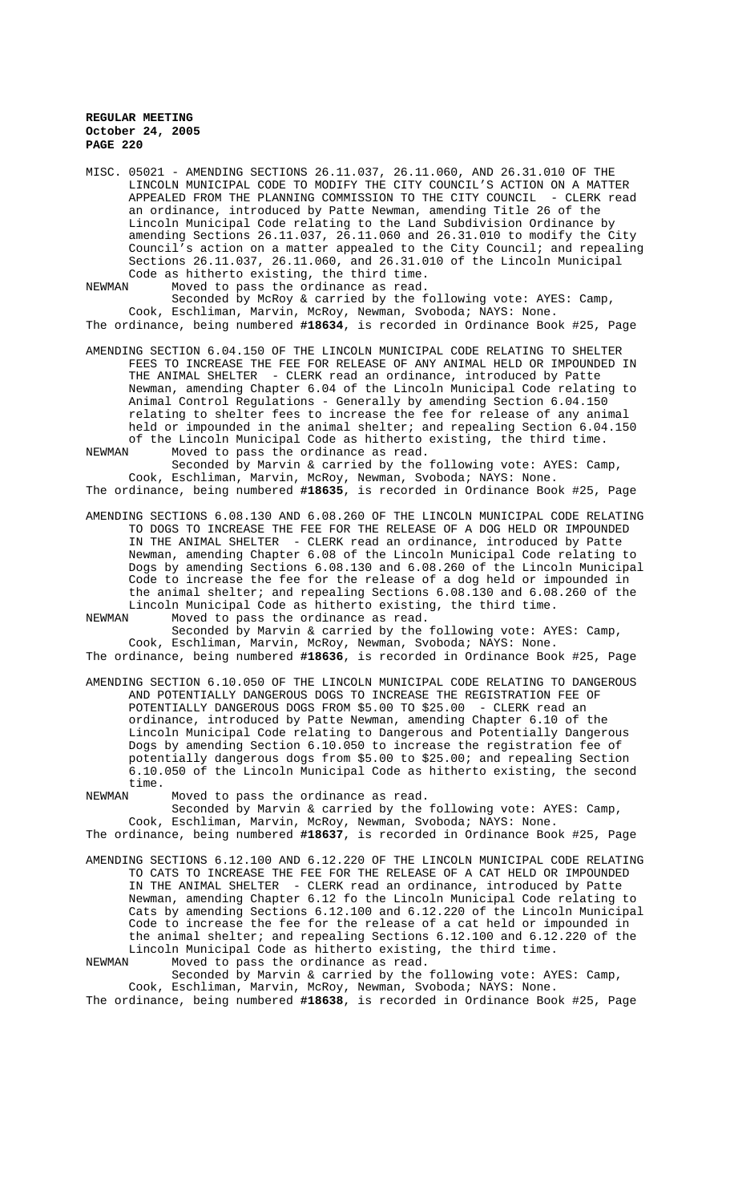MISC. 05021 - AMENDING SECTIONS 26.11.037, 26.11.060, AND 26.31.010 OF THE LINCOLN MUNICIPAL CODE TO MODIFY THE CITY COUNCIL'S ACTION ON A MATTER APPEALED FROM THE PLANNING COMMISSION TO THE CITY COUNCIL - CLERK read an ordinance, introduced by Patte Newman, amending Title 26 of the Lincoln Municipal Code relating to the Land Subdivision Ordinance by amending Sections 26.11.037, 26.11.060 and 26.31.010 to modify the City Council's action on a matter appealed to the City Council; and repealing Sections 26.11.037, 26.11.060, and 26.31.010 of the Lincoln Municipal Code as hitherto existing, the third time.

NEWMAN Moved to pass the ordinance as read.

Seconded by McRoy & carried by the following vote: AYES: Camp, Cook, Eschliman, Marvin, McRoy, Newman, Svoboda; NAYS: None.

The ordinance, being numbered **#18634**, is recorded in Ordinance Book #25, Page

AMENDING SECTION 6.04.150 OF THE LINCOLN MUNICIPAL CODE RELATING TO SHELTER FEES TO INCREASE THE FEE FOR RELEASE OF ANY ANIMAL HELD OR IMPOUNDED IN THE ANIMAL SHELTER - CLERK read an ordinance, introduced by Patte Newman, amending Chapter 6.04 of the Lincoln Municipal Code relating to Animal Control Regulations - Generally by amending Section 6.04.150 relating to shelter fees to increase the fee for release of any animal held or impounded in the animal shelter; and repealing Section 6.04.150 of the Lincoln Municipal Code as hitherto existing, the third time.

NEWMAN Moved to pass the ordinance as read.

Seconded by Marvin & carried by the following vote: AYES: Camp, Cook, Eschliman, Marvin, McRoy, Newman, Svoboda; NAYS: None.

The ordinance, being numbered **#18635**, is recorded in Ordinance Book #25, Page

AMENDING SECTIONS 6.08.130 AND 6.08.260 OF THE LINCOLN MUNICIPAL CODE RELATING TO DOGS TO INCREASE THE FEE FOR THE RELEASE OF A DOG HELD OR IMPOUNDED IN THE ANIMAL SHELTER - CLERK read an ordinance, introduced by Patte Newman, amending Chapter 6.08 of the Lincoln Municipal Code relating to Dogs by amending Sections 6.08.130 and 6.08.260 of the Lincoln Municipal Code to increase the fee for the release of a dog held or impounded in the animal shelter; and repealing Sections 6.08.130 and 6.08.260 of the Lincoln Municipal Code as hitherto existing, the third time.

NEWMAN Moved to pass the ordinance as read.

Seconded by Marvin & carried by the following vote: AYES: Camp, Cook, Eschliman, Marvin, McRoy, Newman, Svoboda; NAYS: None.

The ordinance, being numbered **#18636**, is recorded in Ordinance Book #25, Page

AMENDING SECTION 6.10.050 OF THE LINCOLN MUNICIPAL CODE RELATING TO DANGEROUS AND POTENTIALLY DANGEROUS DOGS TO INCREASE THE REGISTRATION FEE OF POTENTIALLY DANGEROUS DOGS FROM $5.00 TO $25.00 - CLERK read an ordinance, introduced by Patte Newman, amending Chapter 6.10 of the Lincoln Municipal Code relating to Dangerous and Potentially Dangerous Dogs by amending Section 6.10.050 to increase the registration fee of potentially dangerous dogs from $5.00 to $25.00; and repealing Section 6.10.050 of the Lincoln Municipal Code as hitherto existing, the second time.

NEWMAN Moved to pass the ordinance as read.

Seconded by Marvin & carried by the following vote: AYES: Camp, Cook, Eschliman, Marvin, McRoy, Newman, Svoboda; NAYS: None.

The ordinance, being numbered **#18637**, is recorded in Ordinance Book #25, Page

AMENDING SECTIONS 6.12.100 AND 6.12.220 OF THE LINCOLN MUNICIPAL CODE RELATING TO CATS TO INCREASE THE FEE FOR THE RELEASE OF A CAT HELD OR IMPOUNDED IN THE ANIMAL SHELTER - CLERK read an ordinance, introduced by Patte Newman, amending Chapter 6.12 fo the Lincoln Municipal Code relating to Cats by amending Sections 6.12.100 and 6.12.220 of the Lincoln Municipal Code to increase the fee for the release of a cat held or impounded in the animal shelter; and repealing Sections 6.12.100 and 6.12.220 of the Lincoln Municipal Code as hitherto existing, the third time.

NEWMAN Moved to pass the ordinance as read.

Seconded by Marvin & carried by the following vote: AYES: Camp, Cook, Eschliman, Marvin, McRoy, Newman, Svoboda; NAYS: None.

The ordinance, being numbered **#18638**, is recorded in Ordinance Book #25, Page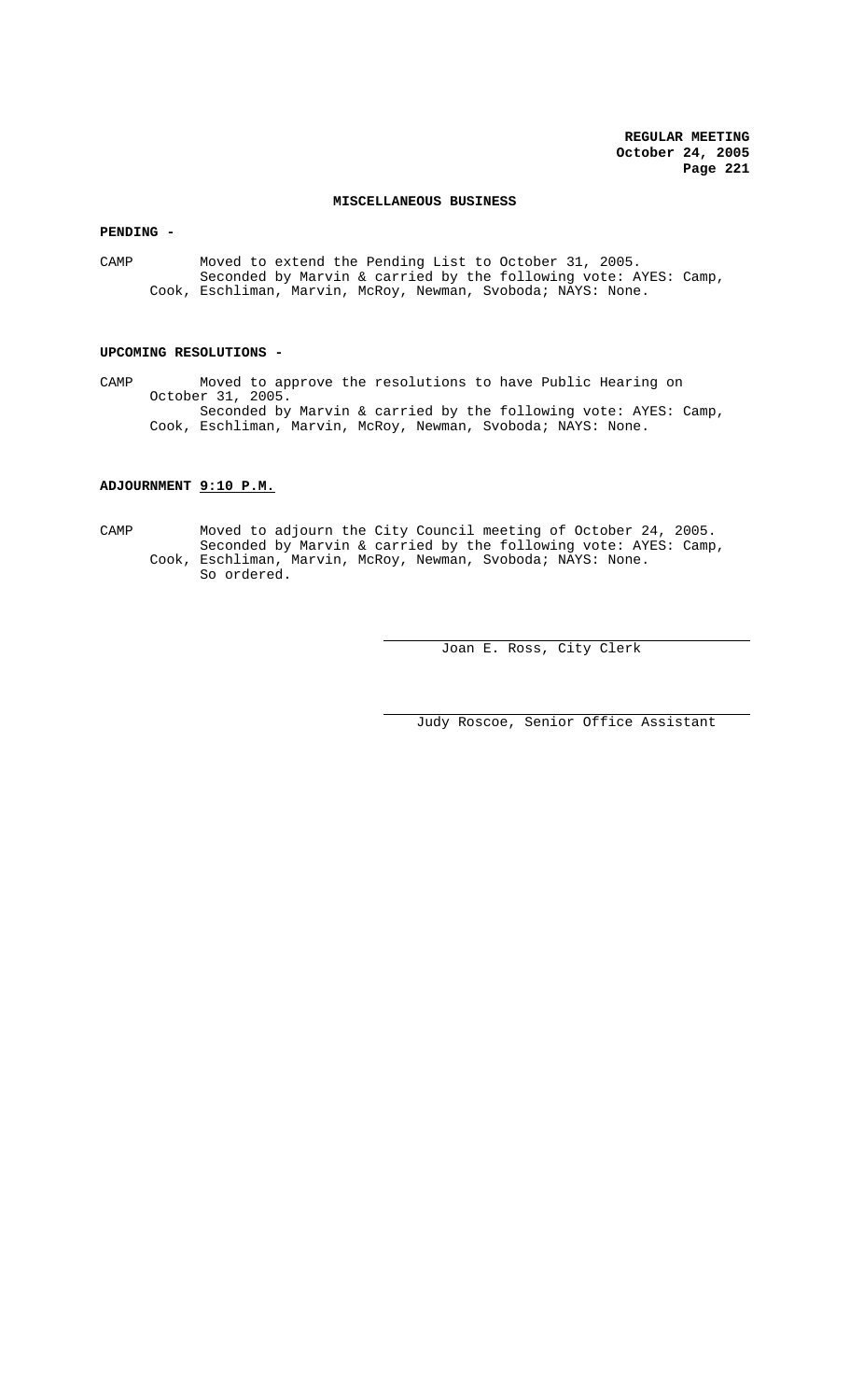**MISCELLANEOUS BUSINESS**

**PENDING -**

CAMP Moved to extend the Pending List to October 31, 2005.
Seconded by Marvin & carried by the following vote: AYES: Camp, Cook, Eschliman, Marvin, McRoy, Newman, Svoboda; NAYS: None.

**UPCOMING RESOLUTIONS -**

CAMP Moved to approve the resolutions to have Public Hearing on October 31, 2005.
Seconded by Marvin & carried by the following vote: AYES: Camp, Cook, Eschliman, Marvin, McRoy, Newman, Svoboda; NAYS: None.

**ADJOURNMENT 9:10 P.M.**

CAMP Moved to adjourn the City Council meeting of October 24, 2005.
Seconded by Marvin & carried by the following vote: AYES: Camp, Cook, Eschliman, Marvin, McRoy, Newman, Svoboda; NAYS: None.
So ordered.

Joan E. Ross, City Clerk

Judy Roscoe, Senior Office Assistant